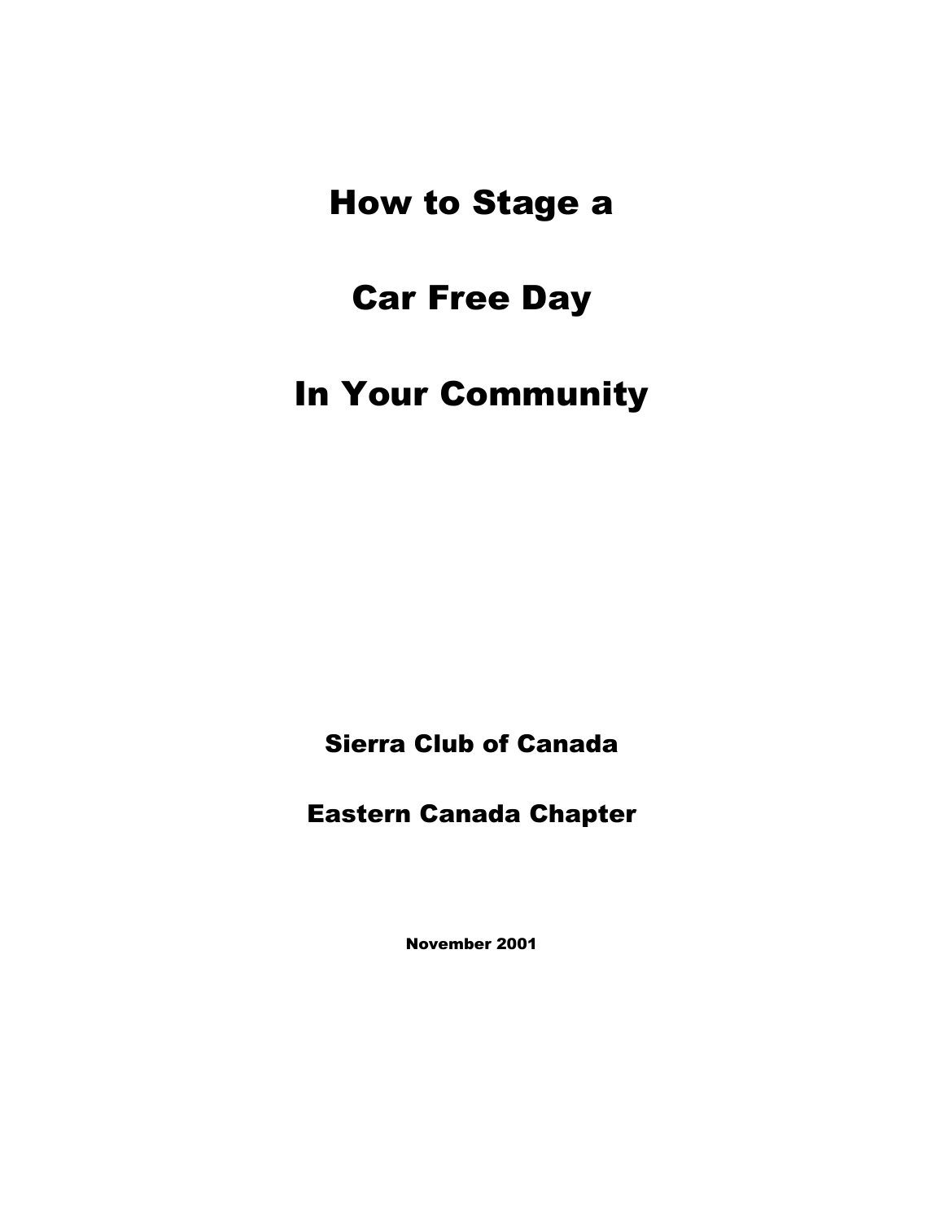# How to Stage a

# Car Free Day

# In Your Community

**Sierra Club of Canada**

**Eastern Canada Chapter**

**November 2001**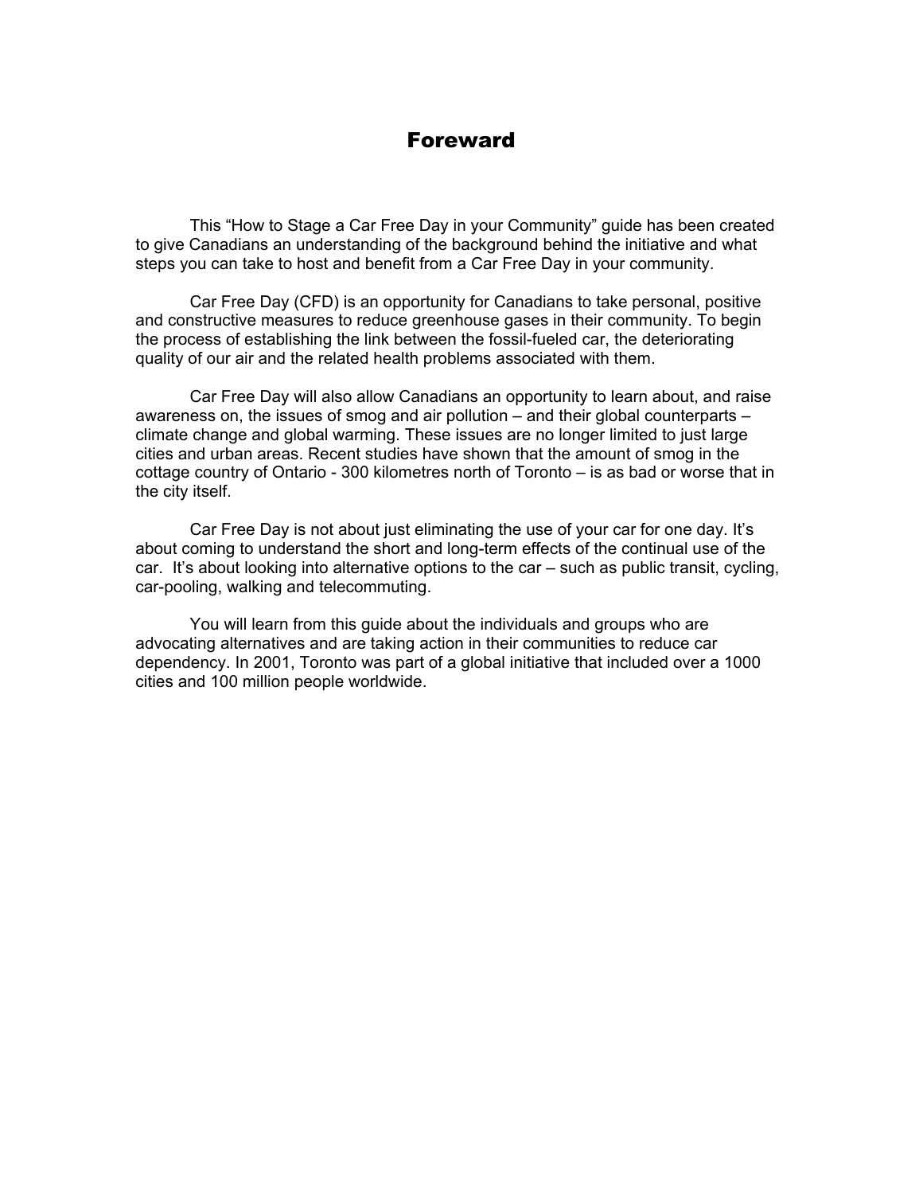# Foreward

This "How to Stage a Car Free Day in your Community" guide has been created to give Canadians an understanding of the background behind the initiative and what steps you can take to host and benefit from a Car Free Day in your community.

Car Free Day (CFD) is an opportunity for Canadians to take personal, positive and constructive measures to reduce greenhouse gases in their community. To begin the process of establishing the link between the fossil-fueled car, the deteriorating quality of our air and the related health problems associated with them.

Car Free Day will also allow Canadians an opportunity to learn about, and raise awareness on, the issues of smog and air pollution – and their global counterparts – climate change and global warming. These issues are no longer limited to just large cities and urban areas. Recent studies have shown that the amount of smog in the cottage country of Ontario - 300 kilometres north of Toronto – is as bad or worse that in the city itself.

Car Free Day is not about just eliminating the use of your car for one day. It's about coming to understand the short and long-term effects of the continual use of the car. It's about looking into alternative options to the car – such as public transit, cycling, car-pooling, walking and telecommuting.

You will learn from this guide about the individuals and groups who are advocating alternatives and are taking action in their communities to reduce car dependency. In 2001, Toronto was part of a global initiative that included over a 1000 cities and 100 million people worldwide.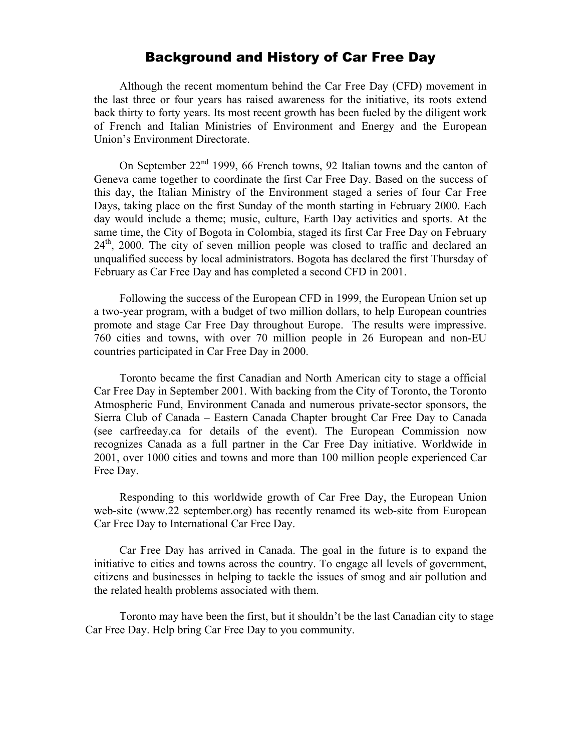# Background and History of Car Free Day

Although the recent momentum behind the Car Free Day (CFD) movement in the last three or four years has raised awareness for the initiative, its roots extend back thirty to forty years. Its most recent growth has been fueled by the diligent work of French and Italian Ministries of Environment and Energy and the European Union's Environment Directorate.

On September 22nd 1999, 66 French towns, 92 Italian towns and the canton of Geneva came together to coordinate the first Car Free Day. Based on the success of this day, the Italian Ministry of the Environment staged a series of four Car Free Days, taking place on the first Sunday of the month starting in February 2000. Each day would include a theme; music, culture, Earth Day activities and sports. At the same time, the City of Bogota in Colombia, staged its first Car Free Day on February 24th, 2000. The city of seven million people was closed to traffic and declared an unqualified success by local administrators. Bogota has declared the first Thursday of February as Car Free Day and has completed a second CFD in 2001.

Following the success of the European CFD in 1999, the European Union set up a two-year program, with a budget of two million dollars, to help European countries promote and stage Car Free Day throughout Europe. The results were impressive. 760 cities and towns, with over 70 million people in 26 European and non-EU countries participated in Car Free Day in 2000.

Toronto became the first Canadian and North American city to stage a official Car Free Day in September 2001. With backing from the City of Toronto, the Toronto Atmospheric Fund, Environment Canada and numerous private-sector sponsors, the Sierra Club of Canada – Eastern Canada Chapter brought Car Free Day to Canada (see carfreeday.ca for details of the event). The European Commission now recognizes Canada as a full partner in the Car Free Day initiative. Worldwide in 2001, over 1000 cities and towns and more than 100 million people experienced Car Free Day.

Responding to this worldwide growth of Car Free Day, the European Union web-site (www.22 september.org) has recently renamed its web-site from European Car Free Day to International Car Free Day.

Car Free Day has arrived in Canada. The goal in the future is to expand the initiative to cities and towns across the country. To engage all levels of government, citizens and businesses in helping to tackle the issues of smog and air pollution and the related health problems associated with them.

Toronto may have been the first, but it shouldn't be the last Canadian city to stage Car Free Day. Help bring Car Free Day to you community.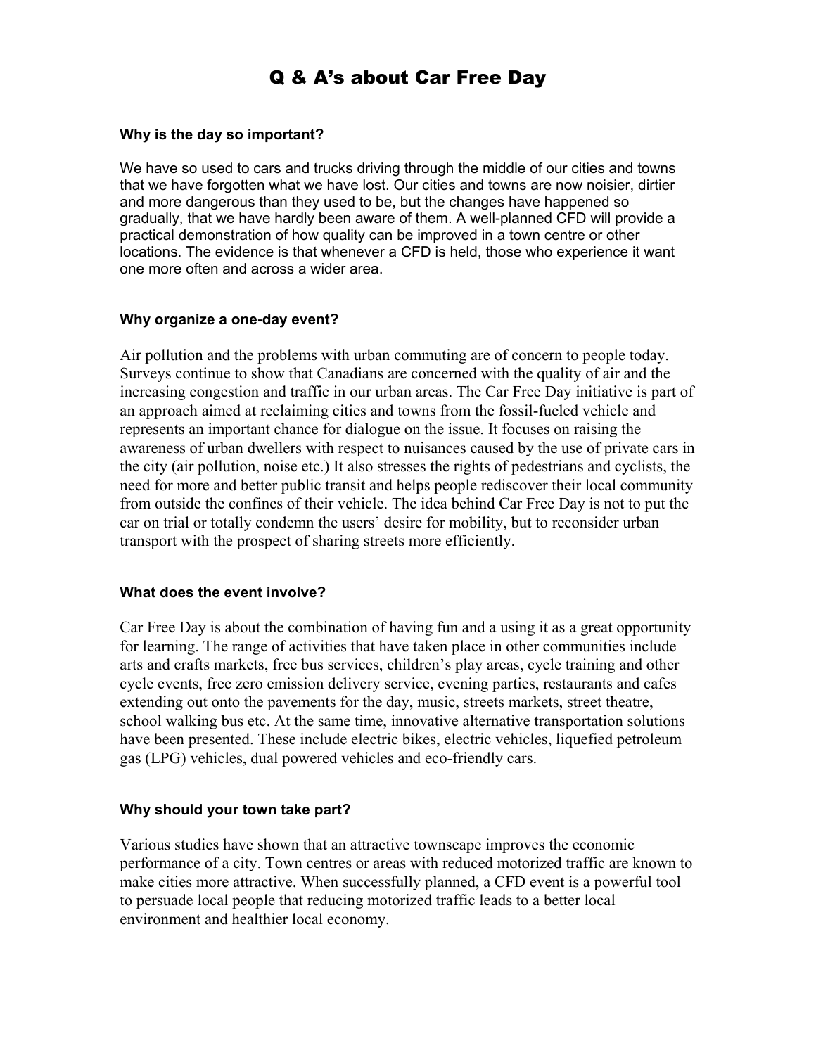# Q & A's about Car Free Day

**Why is the day so important?**

We have so used to cars and trucks driving through the middle of our cities and towns that we have forgotten what we have lost. Our cities and towns are now noisier, dirtier and more dangerous than they used to be, but the changes have happened so gradually, that we have hardly been aware of them. A well-planned CFD will provide a practical demonstration of how quality can be improved in a town centre or other locations. The evidence is that whenever a CFD is held, those who experience it want one more often and across a wider area.

**Why organize a one-day event?**

Air pollution and the problems with urban commuting are of concern to people today. Surveys continue to show that Canadians are concerned with the quality of air and the increasing congestion and traffic in our urban areas. The Car Free Day initiative is part of an approach aimed at reclaiming cities and towns from the fossil-fueled vehicle and represents an important chance for dialogue on the issue. It focuses on raising the awareness of urban dwellers with respect to nuisances caused by the use of private cars in the city (air pollution, noise etc.) It also stresses the rights of pedestrians and cyclists, the need for more and better public transit and helps people rediscover their local community from outside the confines of their vehicle. The idea behind Car Free Day is not to put the car on trial or totally condemn the users' desire for mobility, but to reconsider urban transport with the prospect of sharing streets more efficiently.

**What does the event involve?**

Car Free Day is about the combination of having fun and a using it as a great opportunity for learning. The range of activities that have taken place in other communities include arts and crafts markets, free bus services, children's play areas, cycle training and other cycle events, free zero emission delivery service, evening parties, restaurants and cafes extending out onto the pavements for the day, music, streets markets, street theatre, school walking bus etc. At the same time, innovative alternative transportation solutions have been presented. These include electric bikes, electric vehicles, liquefied petroleum gas (LPG) vehicles, dual powered vehicles and eco-friendly cars.

**Why should your town take part?**

Various studies have shown that an attractive townscape improves the economic performance of a city. Town centres or areas with reduced motorized traffic are known to make cities more attractive. When successfully planned, a CFD event is a powerful tool to persuade local people that reducing motorized traffic leads to a better local environment and healthier local economy.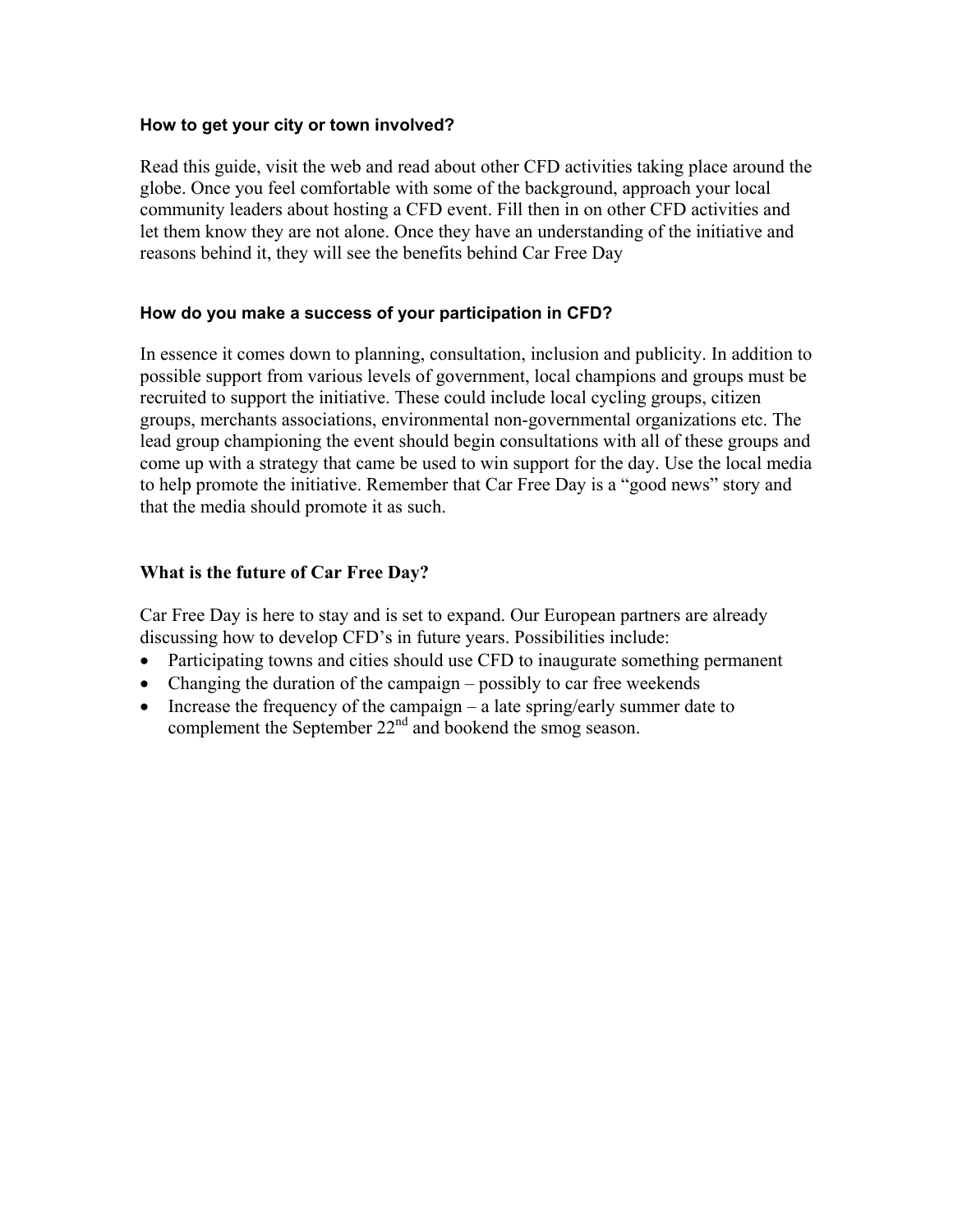### How to get your city or town involved?

Read this guide, visit the web and read about other CFD activities taking place around the globe. Once you feel comfortable with some of the background, approach your local community leaders about hosting a CFD event. Fill then in on other CFD activities and let them know they are not alone. Once they have an understanding of the initiative and reasons behind it, they will see the benefits behind Car Free Day

### How do you make a success of your participation in CFD?

In essence it comes down to planning, consultation, inclusion and publicity. In addition to possible support from various levels of government, local champions and groups must be recruited to support the initiative. These could include local cycling groups, citizen groups, merchants associations, environmental non-governmental organizations etc. The lead group championing the event should begin consultations with all of these groups and come up with a strategy that came be used to win support for the day. Use the local media to help promote the initiative. Remember that Car Free Day is a "good news" story and that the media should promote it as such.

### What is the future of Car Free Day?

Car Free Day is here to stay and is set to expand. Our European partners are already discussing how to develop CFD's in future years. Possibilities include:

- Participating towns and cities should use CFD to inaugurate something permanent
- Changing the duration of the campaign – possibly to car free weekends
- Increase the frequency of the campaign – a late spring/early summer date to complement the September 22nd and bookend the smog season.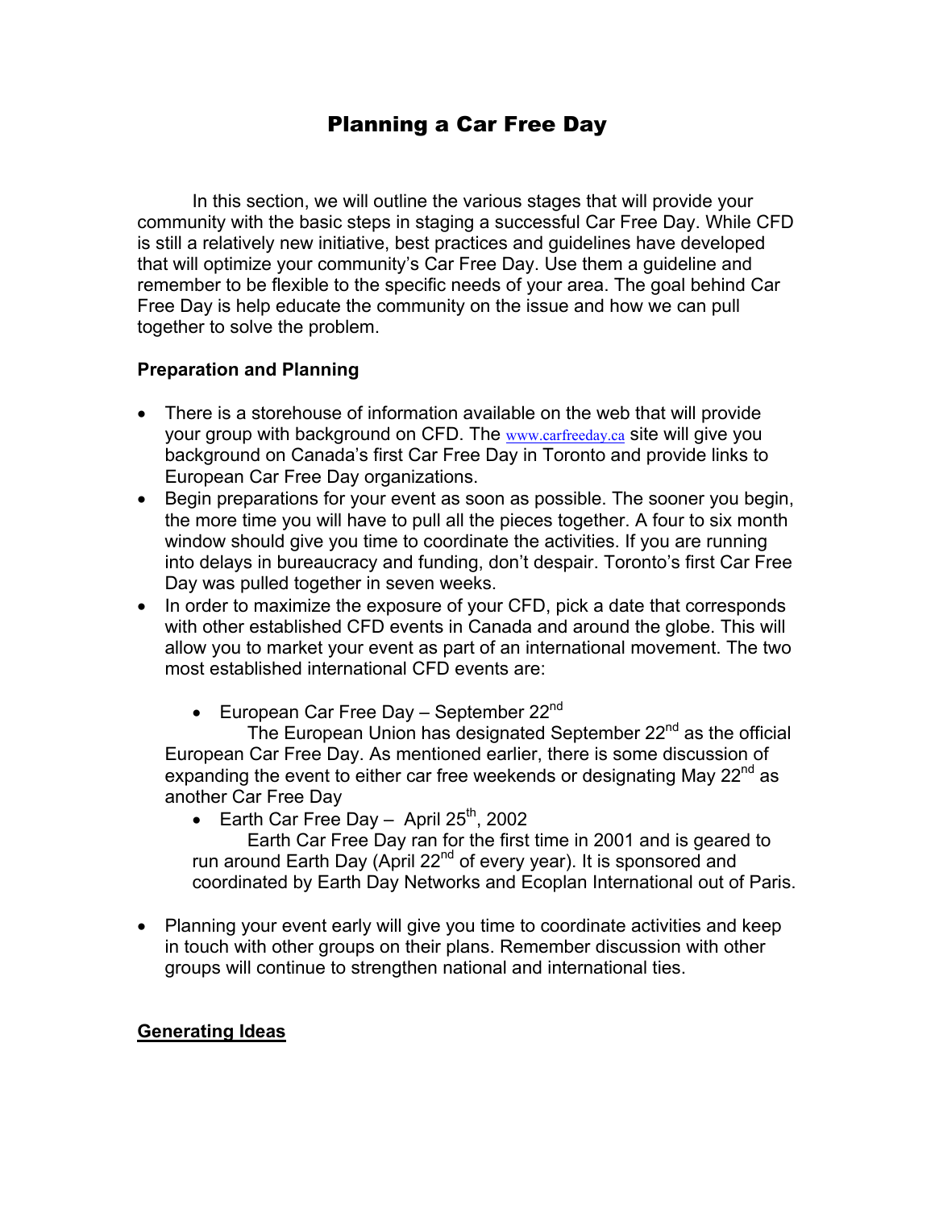# Planning a Car Free Day

In this section, we will outline the various stages that will provide your community with the basic steps in staging a successful Car Free Day. While CFD is still a relatively new initiative, best practices and guidelines have developed that will optimize your community's Car Free Day. Use them a guideline and remember to be flexible to the specific needs of your area. The goal behind Car Free Day is help educate the community on the issue and how we can pull together to solve the problem.

**Preparation and Planning**

- There is a storehouse of information available on the web that will provide your group with background on CFD. The www.carfreeday.ca site will give you background on Canada's first Car Free Day in Toronto and provide links to European Car Free Day organizations.
- Begin preparations for your event as soon as possible. The sooner you begin, the more time you will have to pull all the pieces together. A four to six month window should give you time to coordinate the activities. If you are running into delays in bureaucracy and funding, don't despair. Toronto's first Car Free Day was pulled together in seven weeks.
- In order to maximize the exposure of your CFD, pick a date that corresponds with other established CFD events in Canada and around the globe. This will allow you to market your event as part of an international movement. The two most established international CFD events are:
  - European Car Free Day – September 22nd

    The European Union has designated September 22nd as the official European Car Free Day. As mentioned earlier, there is some discussion of expanding the event to either car free weekends or designating May 22nd as another Car Free Day
  - Earth Car Free Day – April 25th, 2002

    Earth Car Free Day ran for the first time in 2001 and is geared to run around Earth Day (April 22nd of every year). It is sponsored and coordinated by Earth Day Networks and Ecoplan International out of Paris.
- Planning your event early will give you time to coordinate activities and keep in touch with other groups on their plans. Remember discussion with other groups will continue to strengthen national and international ties.

**Generating Ideas**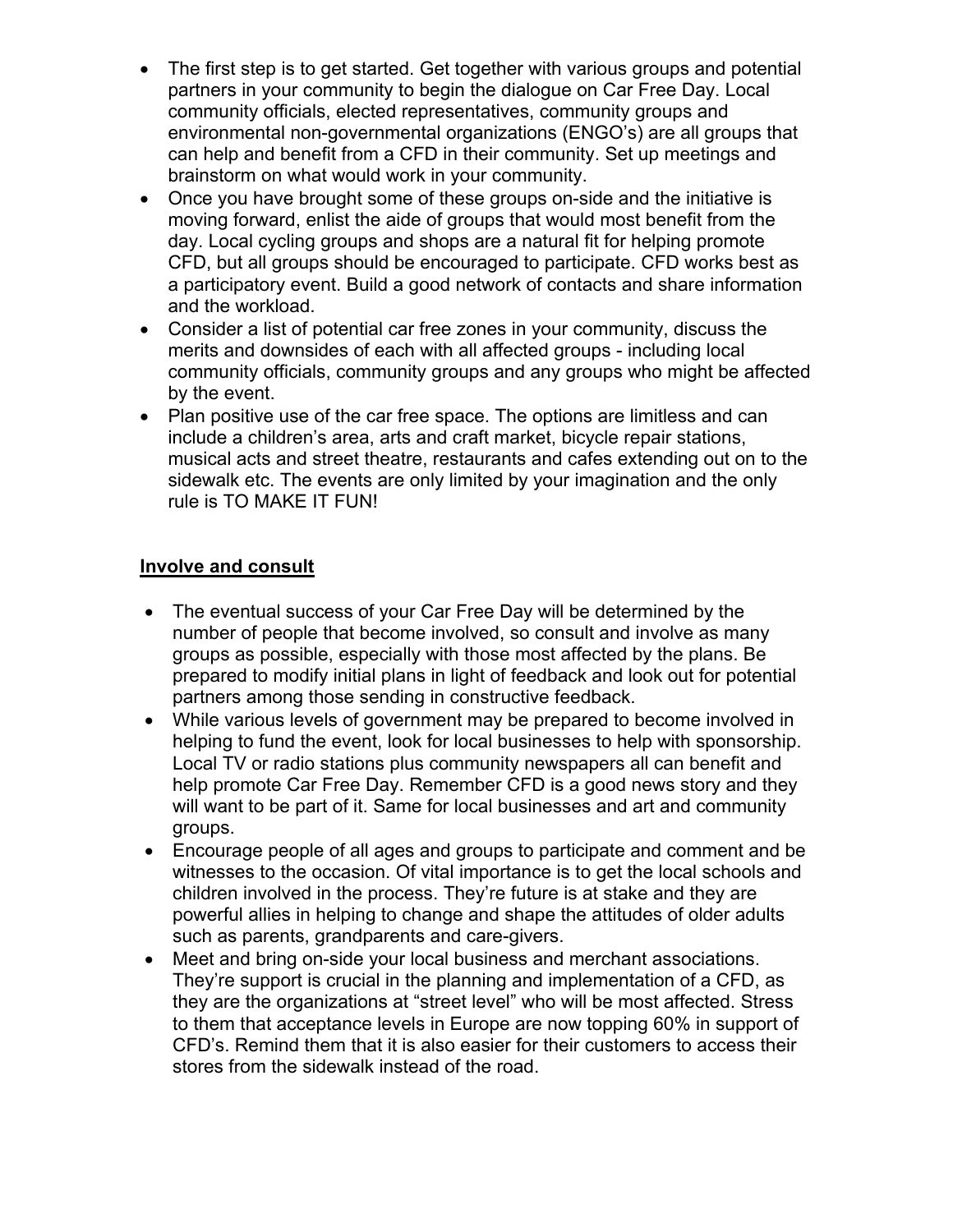- The first step is to get started. Get together with various groups and potential partners in your community to begin the dialogue on Car Free Day. Local community officials, elected representatives, community groups and environmental non-governmental organizations (ENGO's) are all groups that can help and benefit from a CFD in their community. Set up meetings and brainstorm on what would work in your community.
- Once you have brought some of these groups on-side and the initiative is moving forward, enlist the aide of groups that would most benefit from the day. Local cycling groups and shops are a natural fit for helping promote CFD, but all groups should be encouraged to participate. CFD works best as a participatory event. Build a good network of contacts and share information and the workload.
- Consider a list of potential car free zones in your community, discuss the merits and downsides of each with all affected groups - including local community officials, community groups and any groups who might be affected by the event.
- Plan positive use of the car free space. The options are limitless and can include a children's area, arts and craft market, bicycle repair stations, musical acts and street theatre, restaurants and cafes extending out on to the sidewalk etc. The events are only limited by your imagination and the only rule is TO MAKE IT FUN!

## Involve and consult

- The eventual success of your Car Free Day will be determined by the number of people that become involved, so consult and involve as many groups as possible, especially with those most affected by the plans. Be prepared to modify initial plans in light of feedback and look out for potential partners among those sending in constructive feedback.
- While various levels of government may be prepared to become involved in helping to fund the event, look for local businesses to help with sponsorship. Local TV or radio stations plus community newspapers all can benefit and help promote Car Free Day. Remember CFD is a good news story and they will want to be part of it. Same for local businesses and art and community groups.
- Encourage people of all ages and groups to participate and comment and be witnesses to the occasion. Of vital importance is to get the local schools and children involved in the process. They're future is at stake and they are powerful allies in helping to change and shape the attitudes of older adults such as parents, grandparents and care-givers.
- Meet and bring on-side your local business and merchant associations. They're support is crucial in the planning and implementation of a CFD, as they are the organizations at "street level" who will be most affected. Stress to them that acceptance levels in Europe are now topping 60% in support of CFD's. Remind them that it is also easier for their customers to access their stores from the sidewalk instead of the road.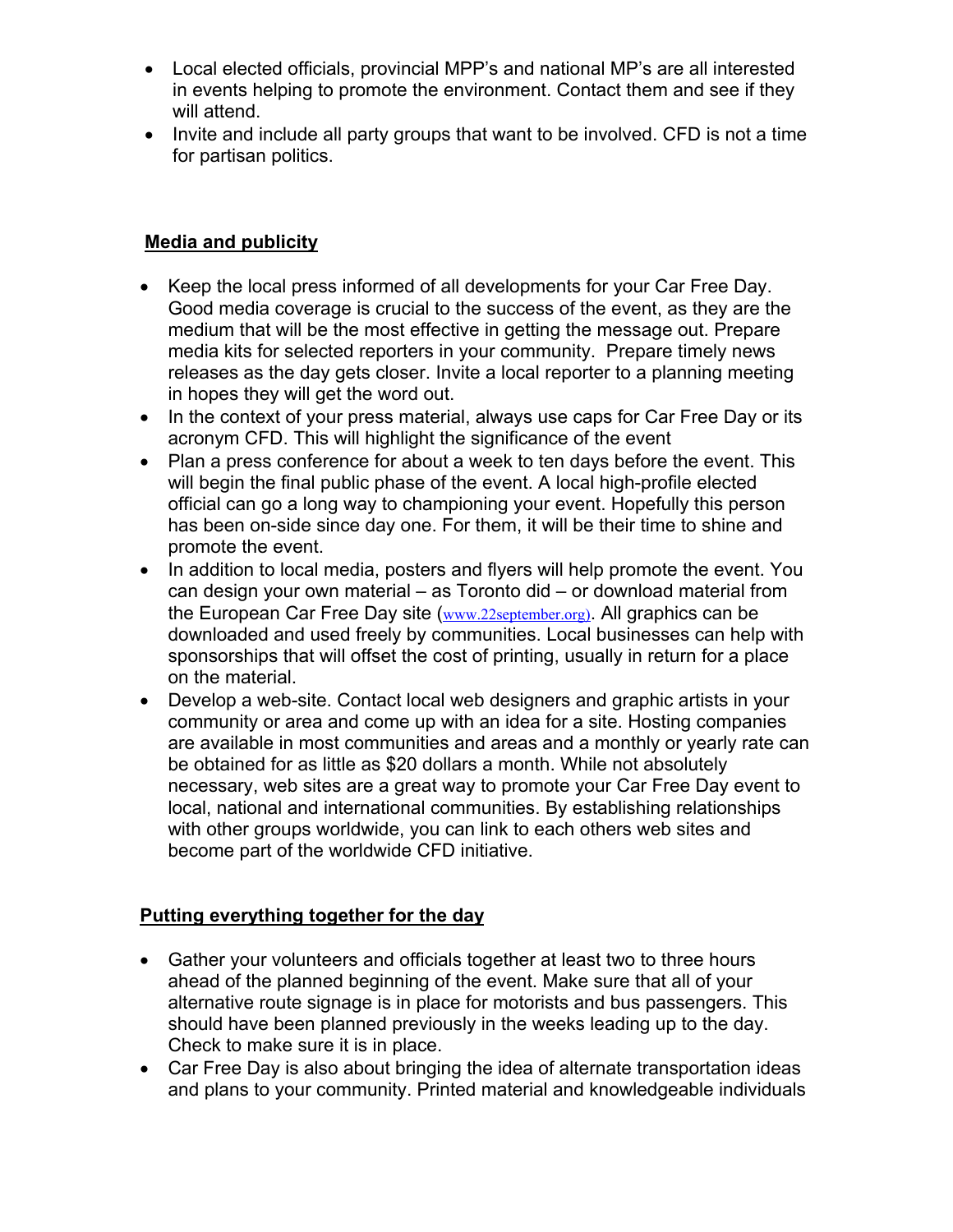- Local elected officials, provincial MPP's and national MP's are all interested in events helping to promote the environment. Contact them and see if they will attend.
- Invite and include all party groups that want to be involved. CFD is not a time for partisan politics.

## Media and publicity

- Keep the local press informed of all developments for your Car Free Day. Good media coverage is crucial to the success of the event, as they are the medium that will be the most effective in getting the message out. Prepare media kits for selected reporters in your community. Prepare timely news releases as the day gets closer. Invite a local reporter to a planning meeting in hopes they will get the word out.
- In the context of your press material, always use caps for Car Free Day or its acronym CFD. This will highlight the significance of the event
- Plan a press conference for about a week to ten days before the event. This will begin the final public phase of the event. A local high-profile elected official can go a long way to championing your event. Hopefully this person has been on-side since day one. For them, it will be their time to shine and promote the event.
- In addition to local media, posters and flyers will help promote the event. You can design your own material – as Toronto did – or download material from the European Car Free Day site (www.22september.org). All graphics can be downloaded and used freely by communities. Local businesses can help with sponsorships that will offset the cost of printing, usually in return for a place on the material.
- Develop a web-site. Contact local web designers and graphic artists in your community or area and come up with an idea for a site. Hosting companies are available in most communities and areas and a monthly or yearly rate can be obtained for as little as $20 dollars a month. While not absolutely necessary, web sites are a great way to promote your Car Free Day event to local, national and international communities. By establishing relationships with other groups worldwide, you can link to each others web sites and become part of the worldwide CFD initiative.

## Putting everything together for the day

- Gather your volunteers and officials together at least two to three hours ahead of the planned beginning of the event. Make sure that all of your alternative route signage is in place for motorists and bus passengers. This should have been planned previously in the weeks leading up to the day. Check to make sure it is in place.
- Car Free Day is also about bringing the idea of alternate transportation ideas and plans to your community. Printed material and knowledgeable individuals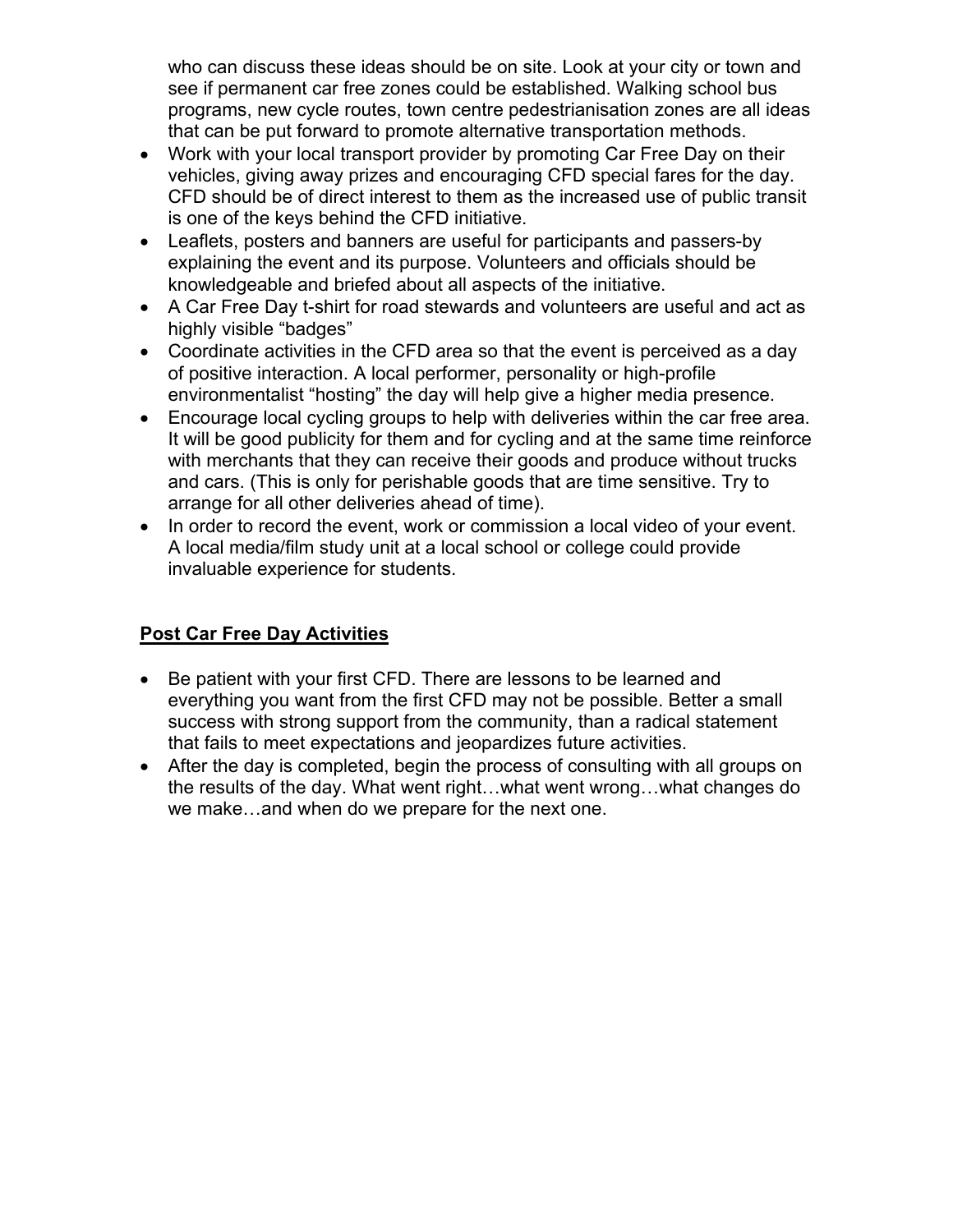who can discuss these ideas should be on site. Look at your city or town and see if permanent car free zones could be established. Walking school bus programs, new cycle routes, town centre pedestrianisation zones are all ideas that can be put forward to promote alternative transportation methods.

- Work with your local transport provider by promoting Car Free Day on their vehicles, giving away prizes and encouraging CFD special fares for the day. CFD should be of direct interest to them as the increased use of public transit is one of the keys behind the CFD initiative.
- Leaflets, posters and banners are useful for participants and passers-by explaining the event and its purpose. Volunteers and officials should be knowledgeable and briefed about all aspects of the initiative.
- A Car Free Day t-shirt for road stewards and volunteers are useful and act as highly visible "badges"
- Coordinate activities in the CFD area so that the event is perceived as a day of positive interaction. A local performer, personality or high-profile environmentalist "hosting" the day will help give a higher media presence.
- Encourage local cycling groups to help with deliveries within the car free area. It will be good publicity for them and for cycling and at the same time reinforce with merchants that they can receive their goods and produce without trucks and cars. (This is only for perishable goods that are time sensitive. Try to arrange for all other deliveries ahead of time).
- In order to record the event, work or commission a local video of your event. A local media/film study unit at a local school or college could provide invaluable experience for students.

## Post Car Free Day Activities

- Be patient with your first CFD. There are lessons to be learned and everything you want from the first CFD may not be possible. Better a small success with strong support from the community, than a radical statement that fails to meet expectations and jeopardizes future activities.
- After the day is completed, begin the process of consulting with all groups on the results of the day. What went right…what went wrong…what changes do we make…and when do we prepare for the next one.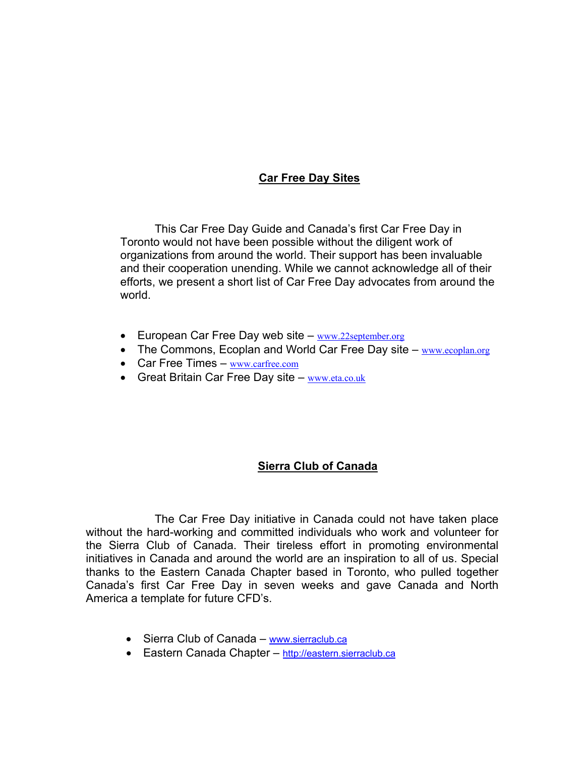## Car Free Day Sites

This Car Free Day Guide and Canada's first Car Free Day in Toronto would not have been possible without the diligent work of organizations from around the world. Their support has been invaluable and their cooperation unending. While we cannot acknowledge all of their efforts, we present a short list of Car Free Day advocates from around the world.

- European Car Free Day web site – www.22september.org
- The Commons, Ecoplan and World Car Free Day site – www.ecoplan.org
- Car Free Times – www.carfree.com
- Great Britain Car Free Day site – www.eta.co.uk

## Sierra Club of Canada

The Car Free Day initiative in Canada could not have taken place without the hard-working and committed individuals who work and volunteer for the Sierra Club of Canada. Their tireless effort in promoting environmental initiatives in Canada and around the world are an inspiration to all of us. Special thanks to the Eastern Canada Chapter based in Toronto, who pulled together Canada's first Car Free Day in seven weeks and gave Canada and North America a template for future CFD's.

- Sierra Club of Canada – www.sierraclub.ca
- Eastern Canada Chapter – http://eastern.sierraclub.ca